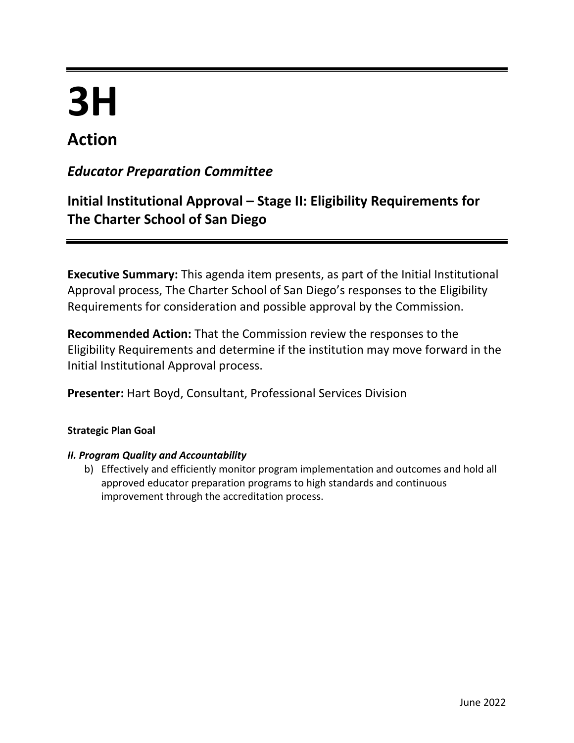# 3H

## Action

### *Educator Preparation Committee*

### Initial Institutional Approval – Stage II: Eligibility Requirements for The Charter School of San Diego

**Executive Summary:** This agenda item presents, as part of the Initial Institutional Approval process, The Charter School of San Diego's responses to the Eligibility Requirements for consideration and possible approval by the Commission.

**Recommended Action:** That the Commission review the responses to the Eligibility Requirements and determine if the institution may move forward in the Initial Institutional Approval process.

**Presenter:** Hart Boyd, Consultant, Professional Services Division

**Strategic Plan Goal**

***II. Program Quality and Accountability***

b) Effectively and efficiently monitor program implementation and outcomes and hold all approved educator preparation programs to high standards and continuous improvement through the accreditation process.

June 2022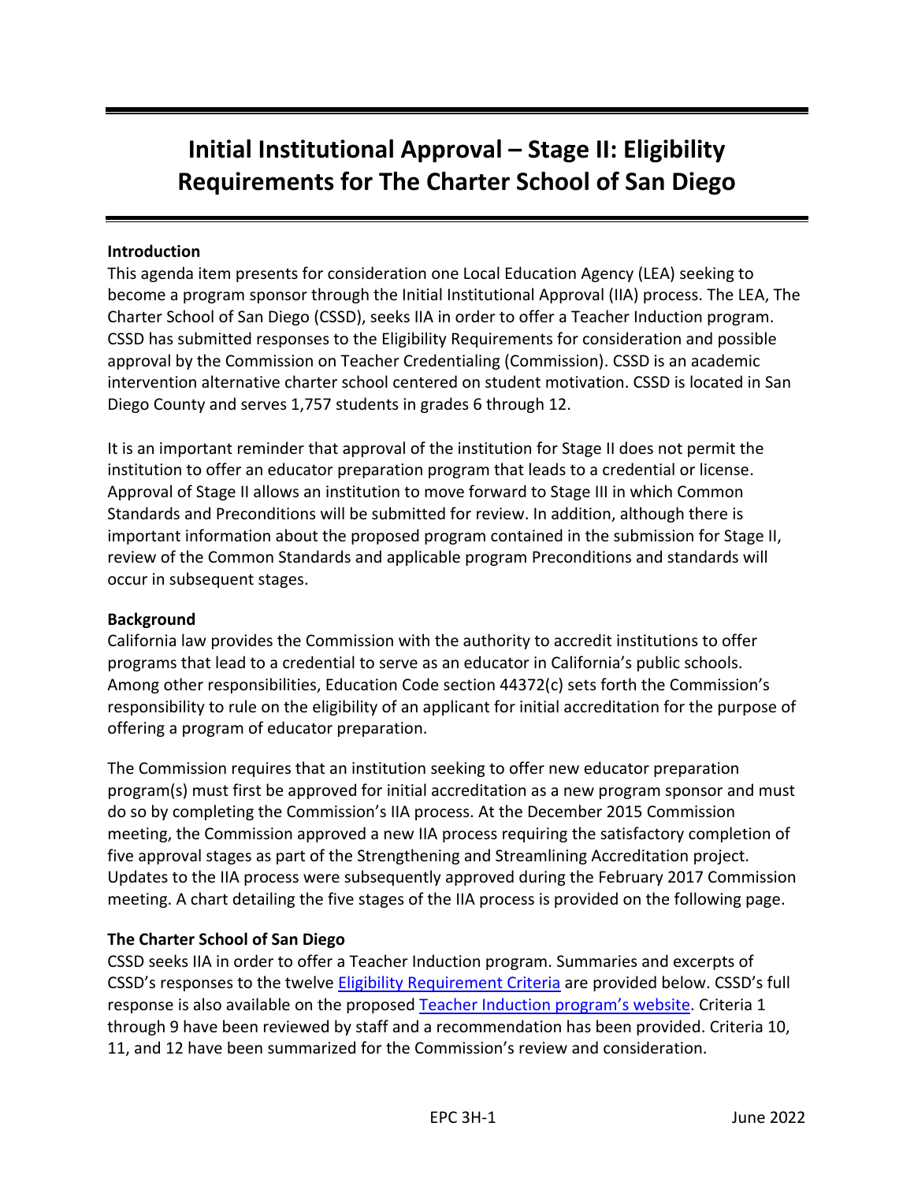# Initial Institutional Approval – Stage II: Eligibility Requirements for The Charter School of San Diego

**Introduction**

This agenda item presents for consideration one Local Education Agency (LEA) seeking to become a program sponsor through the Initial Institutional Approval (IIA) process. The LEA, The Charter School of San Diego (CSSD), seeks IIA in order to offer a Teacher Induction program. CSSD has submitted responses to the Eligibility Requirements for consideration and possible approval by the Commission on Teacher Credentialing (Commission). CSSD is an academic intervention alternative charter school centered on student motivation. CSSD is located in San Diego County and serves 1,757 students in grades 6 through 12.

It is an important reminder that approval of the institution for Stage II does not permit the institution to offer an educator preparation program that leads to a credential or license. Approval of Stage II allows an institution to move forward to Stage III in which Common Standards and Preconditions will be submitted for review. In addition, although there is important information about the proposed program contained in the submission for Stage II, review of the Common Standards and applicable program Preconditions and standards will occur in subsequent stages.

**Background**

California law provides the Commission with the authority to accredit institutions to offer programs that lead to a credential to serve as an educator in California's public schools. Among other responsibilities, Education Code section 44372(c) sets forth the Commission's responsibility to rule on the eligibility of an applicant for initial accreditation for the purpose of offering a program of educator preparation.

The Commission requires that an institution seeking to offer new educator preparation program(s) must first be approved for initial accreditation as a new program sponsor and must do so by completing the Commission's IIA process. At the December 2015 Commission meeting, the Commission approved a new IIA process requiring the satisfactory completion of five approval stages as part of the Strengthening and Streamlining Accreditation project. Updates to the IIA process were subsequently approved during the February 2017 Commission meeting. A chart detailing the five stages of the IIA process is provided on the following page.

**The Charter School of San Diego**

CSSD seeks IIA in order to offer a Teacher Induction program. Summaries and excerpts of CSSD's responses to the twelve Eligibility Requirement Criteria are provided below. CSSD's full response is also available on the proposed Teacher Induction program's website. Criteria 1 through 9 have been reviewed by staff and a recommendation has been provided. Criteria 10, 11, and 12 have been summarized for the Commission's review and consideration.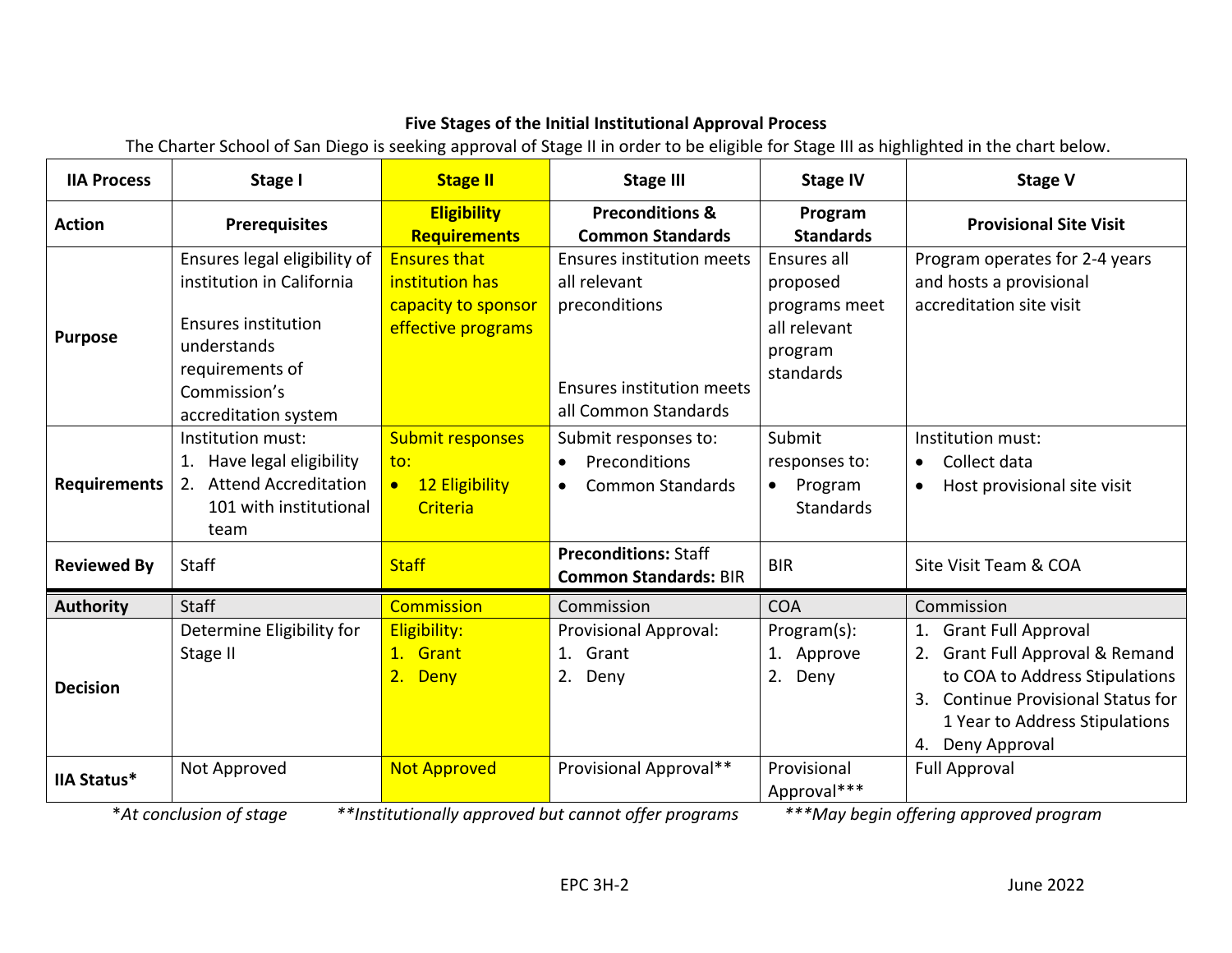**Five Stages of the Initial Institutional Approval Process**

The Charter School of San Diego is seeking approval of Stage II in order to be eligible for Stage III as highlighted in the chart below.

| IIA Process | Stage I | Stage II | Stage III | Stage IV | Stage V |
|---|---|---|---|---|---|
| **Action** | **Prerequisites** | **Eligibility Requirements** | **Preconditions & Common Standards** | **Program Standards** | **Provisional Site Visit** |
| **Purpose** | Ensures legal eligibility of institution in California<br><br>Ensures institution understands requirements of Commission's accreditation system | Ensures that institution has capacity to sponsor effective programs | Ensures institution meets all relevant preconditions<br><br>Ensures institution meets all Common Standards | Ensures all proposed programs meet all relevant program standards | Program operates for 2-4 years and hosts a provisional accreditation site visit |
| **Requirements** | Institution must:<br>1. Have legal eligibility<br>2. Attend Accreditation 101 with institutional team | Submit responses to:<br>• 12 Eligibility Criteria | Submit responses to:<br>• Preconditions<br>• Common Standards | Submit responses to:<br>• Program Standards | Institution must:<br>• Collect data<br>• Host provisional site visit |
| **Reviewed By** | Staff | Staff | **Preconditions:** Staff<br>**Common Standards:** BIR | BIR | Site Visit Team & COA |
| **Authority** | Staff | Commission | Commission | COA | Commission |
| **Decision** | Determine Eligibility for Stage II | Eligibility:<br>1. Grant<br>2. Deny | Provisional Approval:<br>1. Grant<br>2. Deny | Program(s):<br>1. Approve<br>2. Deny | 1. Grant Full Approval<br>2. Grant Full Approval & Remand to COA to Address Stipulations<br>3. Continue Provisional Status for 1 Year to Address Stipulations<br>4. Deny Approval |
| **IIA Status*** | Not Approved | Not Approved | Provisional Approval** | Provisional Approval*** | Full Approval |

*\*At conclusion of stage* *\*\*Institutionally approved but cannot offer programs* *\*\*\*May begin offering approved program*

EPC 3H-2 June 2022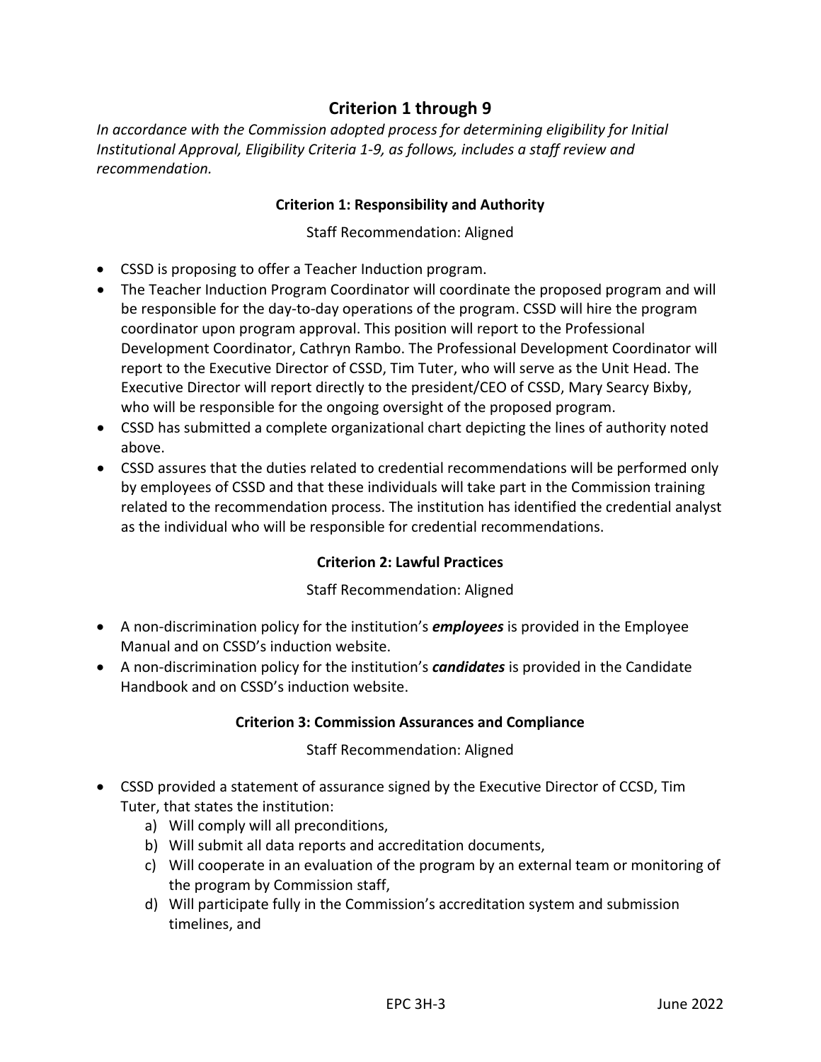## Criterion 1 through 9

*In accordance with the Commission adopted process for determining eligibility for Initial Institutional Approval, Eligibility Criteria 1-9, as follows, includes a staff review and recommendation.*

### Criterion 1: Responsibility and Authority

Staff Recommendation: Aligned

- CSSD is proposing to offer a Teacher Induction program.
- The Teacher Induction Program Coordinator will coordinate the proposed program and will be responsible for the day-to-day operations of the program. CSSD will hire the program coordinator upon program approval. This position will report to the Professional Development Coordinator, Cathryn Rambo. The Professional Development Coordinator will report to the Executive Director of CSSD, Tim Tuter, who will serve as the Unit Head. The Executive Director will report directly to the president/CEO of CSSD, Mary Searcy Bixby, who will be responsible for the ongoing oversight of the proposed program.
- CSSD has submitted a complete organizational chart depicting the lines of authority noted above.
- CSSD assures that the duties related to credential recommendations will be performed only by employees of CSSD and that these individuals will take part in the Commission training related to the recommendation process. The institution has identified the credential analyst as the individual who will be responsible for credential recommendations.

### Criterion 2: Lawful Practices

Staff Recommendation: Aligned

- A non-discrimination policy for the institution's ***employees*** is provided in the Employee Manual and on CSSD's induction website.
- A non-discrimination policy for the institution's ***candidates*** is provided in the Candidate Handbook and on CSSD's induction website.

### Criterion 3: Commission Assurances and Compliance

Staff Recommendation: Aligned

- CSSD provided a statement of assurance signed by the Executive Director of CCSD, Tim Tuter, that states the institution:
  a) Will comply will all preconditions,
  b) Will submit all data reports and accreditation documents,
  c) Will cooperate in an evaluation of the program by an external team or monitoring of the program by Commission staff,
  d) Will participate fully in the Commission's accreditation system and submission timelines, and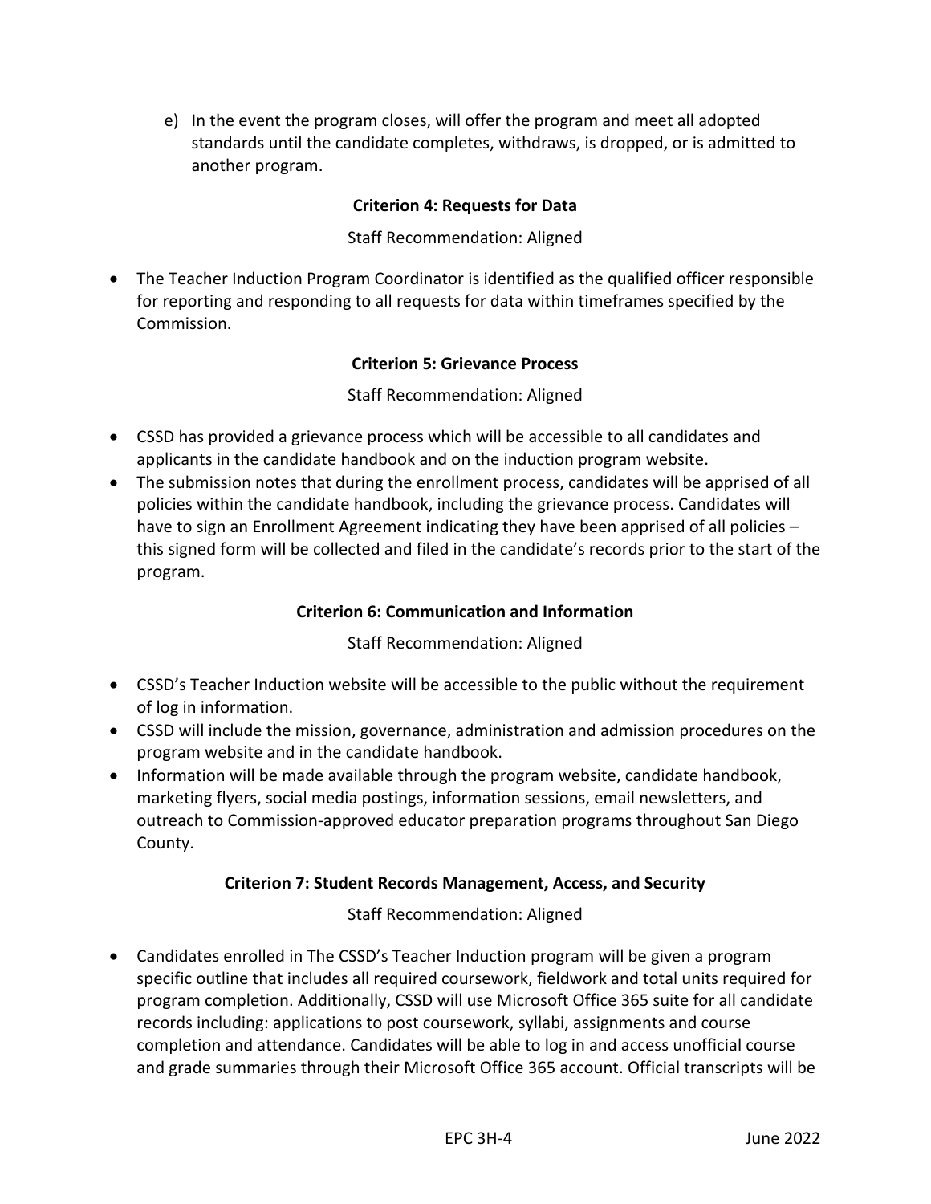e) In the event the program closes, will offer the program and meet all adopted standards until the candidate completes, withdraws, is dropped, or is admitted to another program.

**Criterion 4: Requests for Data**

Staff Recommendation: Aligned

- The Teacher Induction Program Coordinator is identified as the qualified officer responsible for reporting and responding to all requests for data within timeframes specified by the Commission.

**Criterion 5: Grievance Process**

Staff Recommendation: Aligned

- CSSD has provided a grievance process which will be accessible to all candidates and applicants in the candidate handbook and on the induction program website.
- The submission notes that during the enrollment process, candidates will be apprised of all policies within the candidate handbook, including the grievance process. Candidates will have to sign an Enrollment Agreement indicating they have been apprised of all policies – this signed form will be collected and filed in the candidate's records prior to the start of the program.

**Criterion 6: Communication and Information**

Staff Recommendation: Aligned

- CSSD's Teacher Induction website will be accessible to the public without the requirement of log in information.
- CSSD will include the mission, governance, administration and admission procedures on the program website and in the candidate handbook.
- Information will be made available through the program website, candidate handbook, marketing flyers, social media postings, information sessions, email newsletters, and outreach to Commission-approved educator preparation programs throughout San Diego County.

**Criterion 7: Student Records Management, Access, and Security**

Staff Recommendation: Aligned

- Candidates enrolled in The CSSD's Teacher Induction program will be given a program specific outline that includes all required coursework, fieldwork and total units required for program completion. Additionally, CSSD will use Microsoft Office 365 suite for all candidate records including: applications to post coursework, syllabi, assignments and course completion and attendance. Candidates will be able to log in and access unofficial course and grade summaries through their Microsoft Office 365 account. Official transcripts will be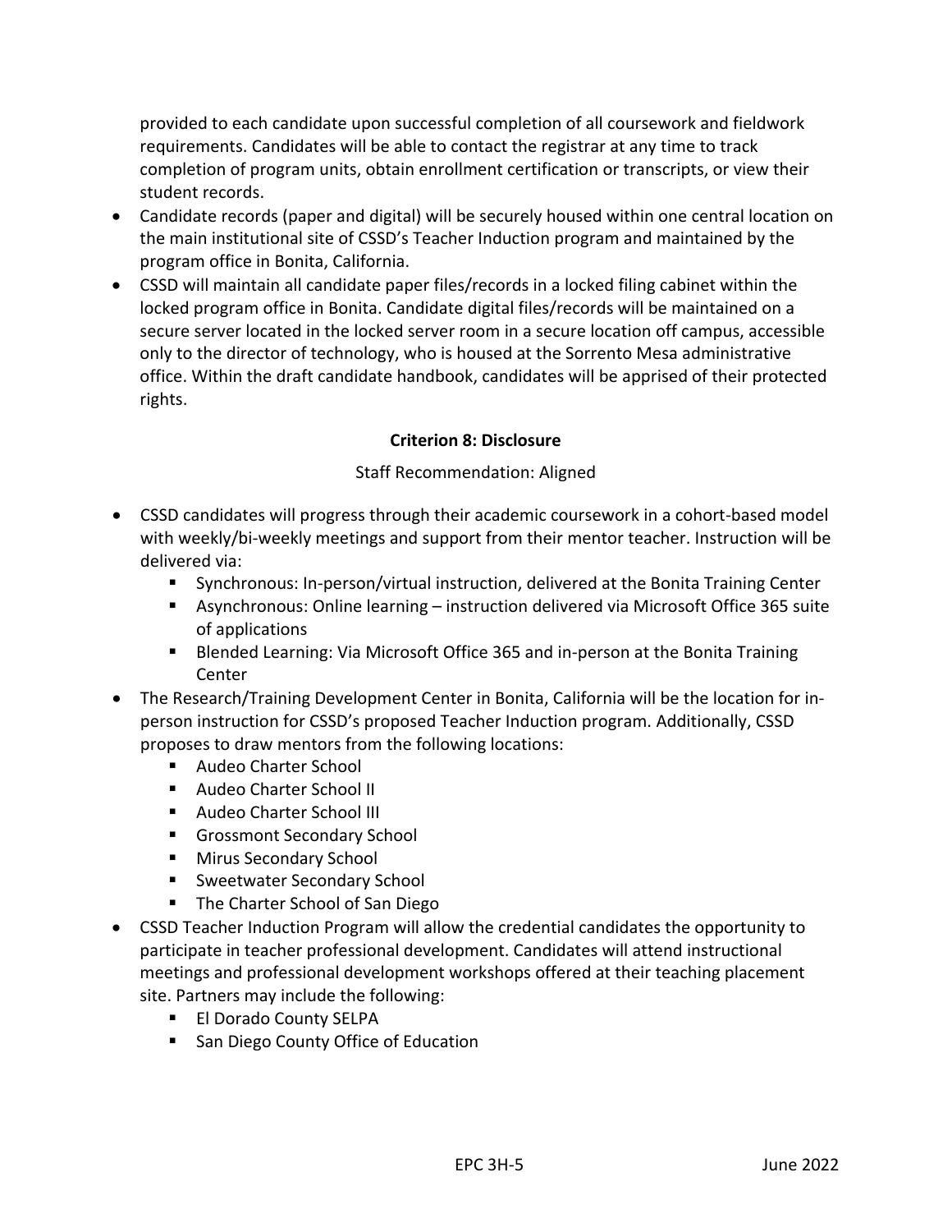provided to each candidate upon successful completion of all coursework and fieldwork requirements. Candidates will be able to contact the registrar at any time to track completion of program units, obtain enrollment certification or transcripts, or view their student records.

- Candidate records (paper and digital) will be securely housed within one central location on the main institutional site of CSSD's Teacher Induction program and maintained by the program office in Bonita, California.
- CSSD will maintain all candidate paper files/records in a locked filing cabinet within the locked program office in Bonita. Candidate digital files/records will be maintained on a secure server located in the locked server room in a secure location off campus, accessible only to the director of technology, who is housed at the Sorrento Mesa administrative office. Within the draft candidate handbook, candidates will be apprised of their protected rights.

**Criterion 8: Disclosure**

Staff Recommendation: Aligned

- CSSD candidates will progress through their academic coursework in a cohort-based model with weekly/bi-weekly meetings and support from their mentor teacher. Instruction will be delivered via:
  - Synchronous: In-person/virtual instruction, delivered at the Bonita Training Center
  - Asynchronous: Online learning – instruction delivered via Microsoft Office 365 suite of applications
  - Blended Learning: Via Microsoft Office 365 and in-person at the Bonita Training Center
- The Research/Training Development Center in Bonita, California will be the location for in-person instruction for CSSD's proposed Teacher Induction program. Additionally, CSSD proposes to draw mentors from the following locations:
  - Audeo Charter School
  - Audeo Charter School II
  - Audeo Charter School III
  - Grossmont Secondary School
  - Mirus Secondary School
  - Sweetwater Secondary School
  - The Charter School of San Diego
- CSSD Teacher Induction Program will allow the credential candidates the opportunity to participate in teacher professional development. Candidates will attend instructional meetings and professional development workshops offered at their teaching placement site. Partners may include the following:
  - El Dorado County SELPA
  - San Diego County Office of Education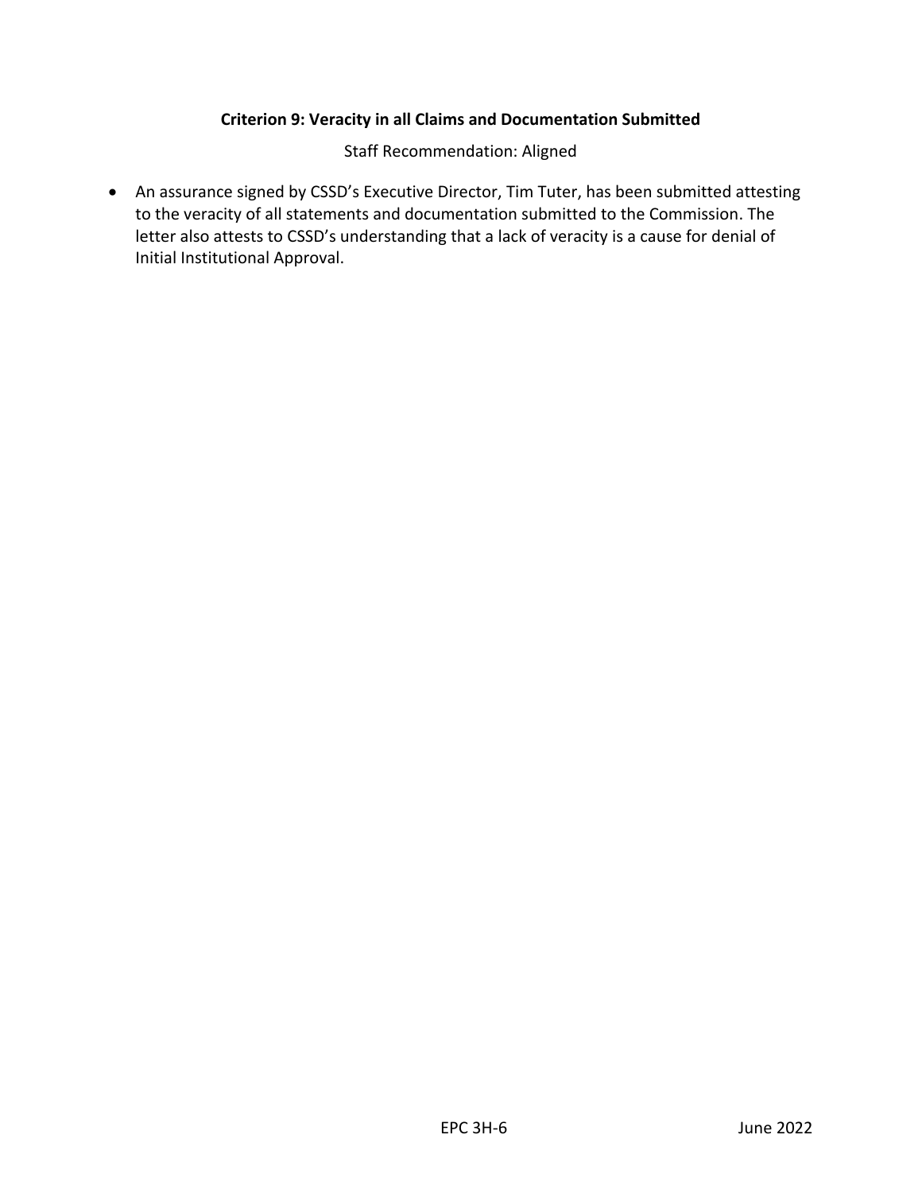### Criterion 9: Veracity in all Claims and Documentation Submitted

Staff Recommendation: Aligned

- An assurance signed by CSSD's Executive Director, Tim Tuter, has been submitted attesting to the veracity of all statements and documentation submitted to the Commission. The letter also attests to CSSD's understanding that a lack of veracity is a cause for denial of Initial Institutional Approval.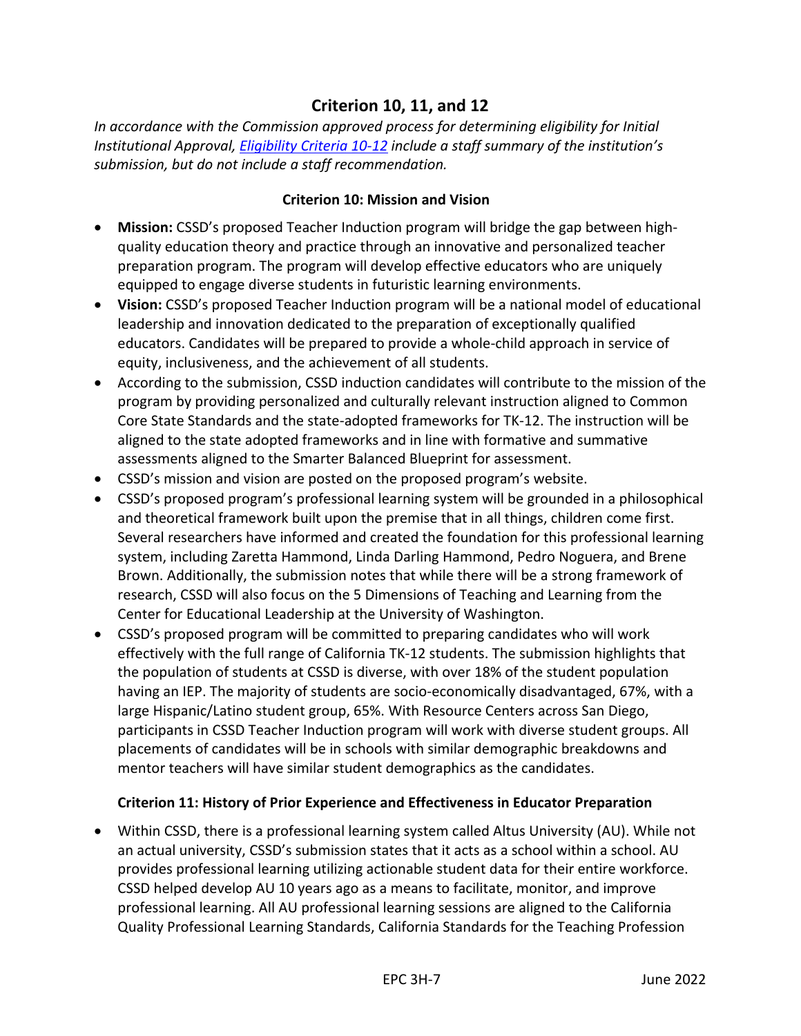## Criterion 10, 11, and 12

*In accordance with the Commission approved process for determining eligibility for Initial Institutional Approval, [Eligibility Criteria 10-12](#) include a staff summary of the institution's submission, but do not include a staff recommendation.*

### Criterion 10: Mission and Vision

- **Mission:** CSSD's proposed Teacher Induction program will bridge the gap between high-quality education theory and practice through an innovative and personalized teacher preparation program. The program will develop effective educators who are uniquely equipped to engage diverse students in futuristic learning environments.
- **Vision:** CSSD's proposed Teacher Induction program will be a national model of educational leadership and innovation dedicated to the preparation of exceptionally qualified educators. Candidates will be prepared to provide a whole-child approach in service of equity, inclusiveness, and the achievement of all students.
- According to the submission, CSSD induction candidates will contribute to the mission of the program by providing personalized and culturally relevant instruction aligned to Common Core State Standards and the state-adopted frameworks for TK-12. The instruction will be aligned to the state adopted frameworks and in line with formative and summative assessments aligned to the Smarter Balanced Blueprint for assessment.
- CSSD's mission and vision are posted on the proposed program's website.
- CSSD's proposed program's professional learning system will be grounded in a philosophical and theoretical framework built upon the premise that in all things, children come first. Several researchers have informed and created the foundation for this professional learning system, including Zaretta Hammond, Linda Darling Hammond, Pedro Noguera, and Brene Brown. Additionally, the submission notes that while there will be a strong framework of research, CSSD will also focus on the 5 Dimensions of Teaching and Learning from the Center for Educational Leadership at the University of Washington.
- CSSD's proposed program will be committed to preparing candidates who will work effectively with the full range of California TK-12 students. The submission highlights that the population of students at CSSD is diverse, with over 18% of the student population having an IEP. The majority of students are socio-economically disadvantaged, 67%, with a large Hispanic/Latino student group, 65%. With Resource Centers across San Diego, participants in CSSD Teacher Induction program will work with diverse student groups. All placements of candidates will be in schools with similar demographic breakdowns and mentor teachers will have similar student demographics as the candidates.

### Criterion 11: History of Prior Experience and Effectiveness in Educator Preparation

- Within CSSD, there is a professional learning system called Altus University (AU). While not an actual university, CSSD's submission states that it acts as a school within a school. AU provides professional learning utilizing actionable student data for their entire workforce. CSSD helped develop AU 10 years ago as a means to facilitate, monitor, and improve professional learning. All AU professional learning sessions are aligned to the California Quality Professional Learning Standards, California Standards for the Teaching Profession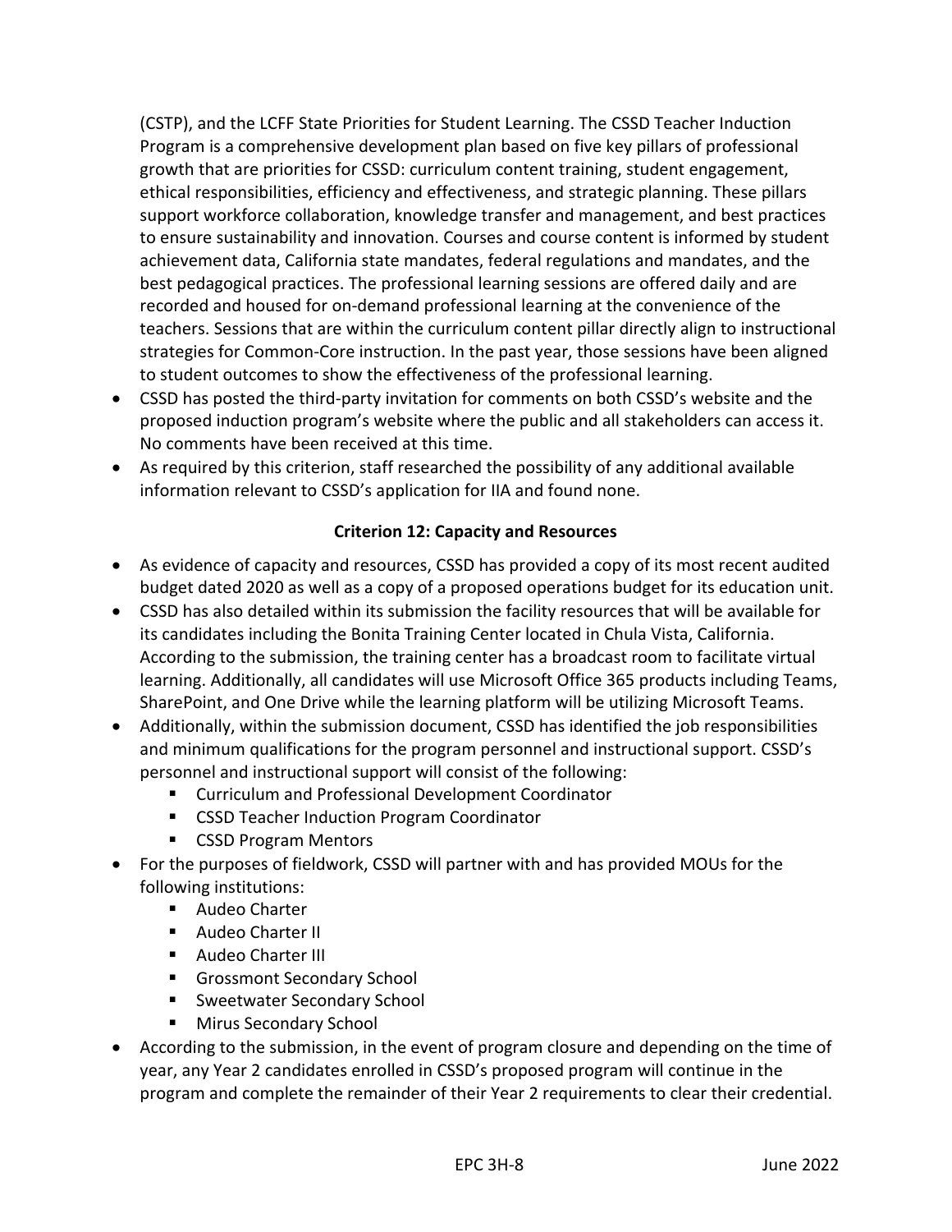(CSTP), and the LCFF State Priorities for Student Learning. The CSSD Teacher Induction Program is a comprehensive development plan based on five key pillars of professional growth that are priorities for CSSD: curriculum content training, student engagement, ethical responsibilities, efficiency and effectiveness, and strategic planning. These pillars support workforce collaboration, knowledge transfer and management, and best practices to ensure sustainability and innovation. Courses and course content is informed by student achievement data, California state mandates, federal regulations and mandates, and the best pedagogical practices. The professional learning sessions are offered daily and are recorded and housed for on-demand professional learning at the convenience of the teachers. Sessions that are within the curriculum content pillar directly align to instructional strategies for Common-Core instruction. In the past year, those sessions have been aligned to student outcomes to show the effectiveness of the professional learning.

- CSSD has posted the third-party invitation for comments on both CSSD's website and the proposed induction program's website where the public and all stakeholders can access it. No comments have been received at this time.
- As required by this criterion, staff researched the possibility of any additional available information relevant to CSSD's application for IIA and found none.

**Criterion 12: Capacity and Resources**

- As evidence of capacity and resources, CSSD has provided a copy of its most recent audited budget dated 2020 as well as a copy of a proposed operations budget for its education unit.
- CSSD has also detailed within its submission the facility resources that will be available for its candidates including the Bonita Training Center located in Chula Vista, California. According to the submission, the training center has a broadcast room to facilitate virtual learning. Additionally, all candidates will use Microsoft Office 365 products including Teams, SharePoint, and One Drive while the learning platform will be utilizing Microsoft Teams.
- Additionally, within the submission document, CSSD has identified the job responsibilities and minimum qualifications for the program personnel and instructional support. CSSD's personnel and instructional support will consist of the following:
  - Curriculum and Professional Development Coordinator
  - CSSD Teacher Induction Program Coordinator
  - CSSD Program Mentors
- For the purposes of fieldwork, CSSD will partner with and has provided MOUs for the following institutions:
  - Audeo Charter
  - Audeo Charter II
  - Audeo Charter III
  - Grossmont Secondary School
  - Sweetwater Secondary School
  - Mirus Secondary School
- According to the submission, in the event of program closure and depending on the time of year, any Year 2 candidates enrolled in CSSD's proposed program will continue in the program and complete the remainder of their Year 2 requirements to clear their credential.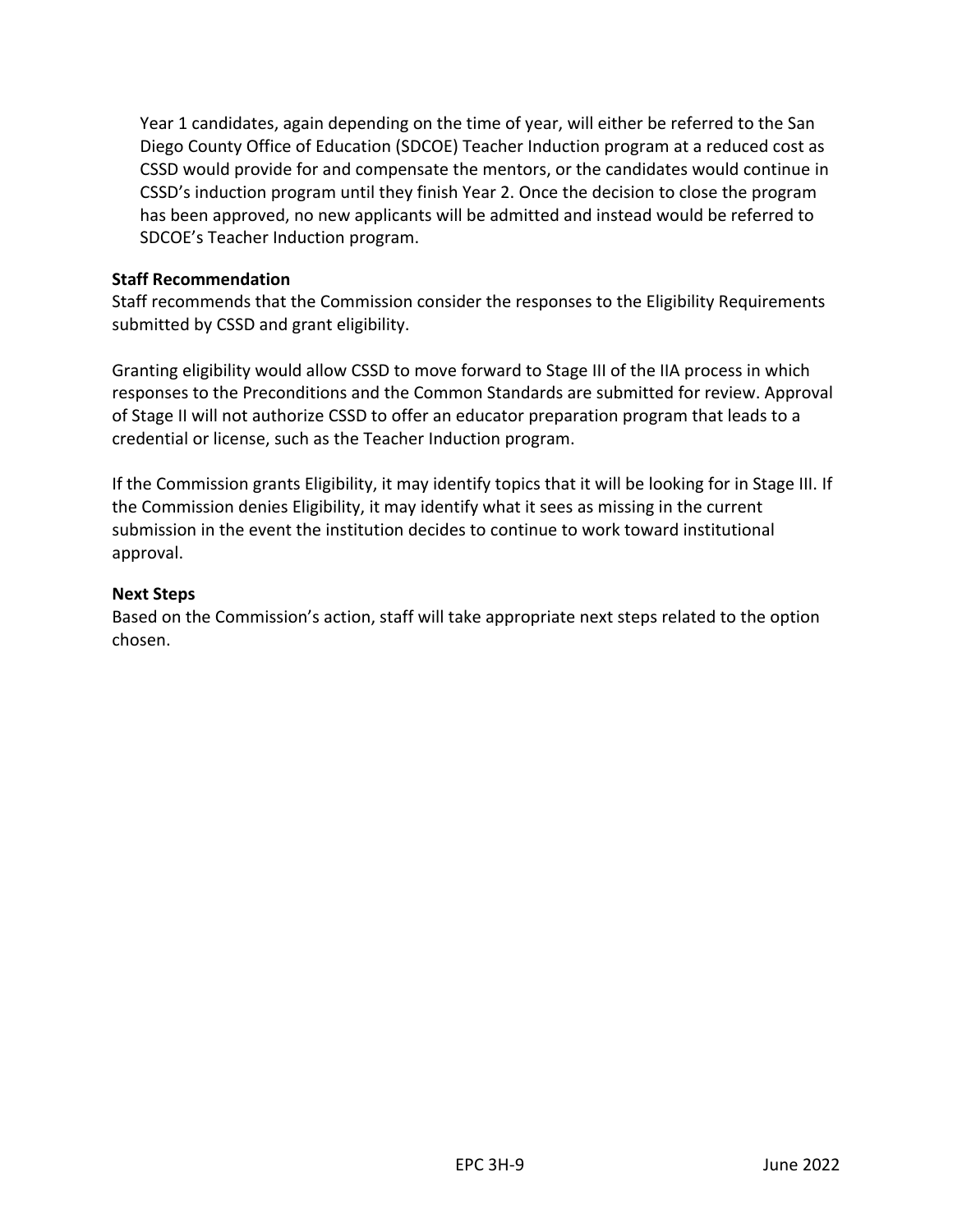Year 1 candidates, again depending on the time of year, will either be referred to the San Diego County Office of Education (SDCOE) Teacher Induction program at a reduced cost as CSSD would provide for and compensate the mentors, or the candidates would continue in CSSD's induction program until they finish Year 2. Once the decision to close the program has been approved, no new applicants will be admitted and instead would be referred to SDCOE's Teacher Induction program.

**Staff Recommendation**

Staff recommends that the Commission consider the responses to the Eligibility Requirements submitted by CSSD and grant eligibility.

Granting eligibility would allow CSSD to move forward to Stage III of the IIA process in which responses to the Preconditions and the Common Standards are submitted for review. Approval of Stage II will not authorize CSSD to offer an educator preparation program that leads to a credential or license, such as the Teacher Induction program.

If the Commission grants Eligibility, it may identify topics that it will be looking for in Stage III. If the Commission denies Eligibility, it may identify what it sees as missing in the current submission in the event the institution decides to continue to work toward institutional approval.

**Next Steps**

Based on the Commission's action, staff will take appropriate next steps related to the option chosen.